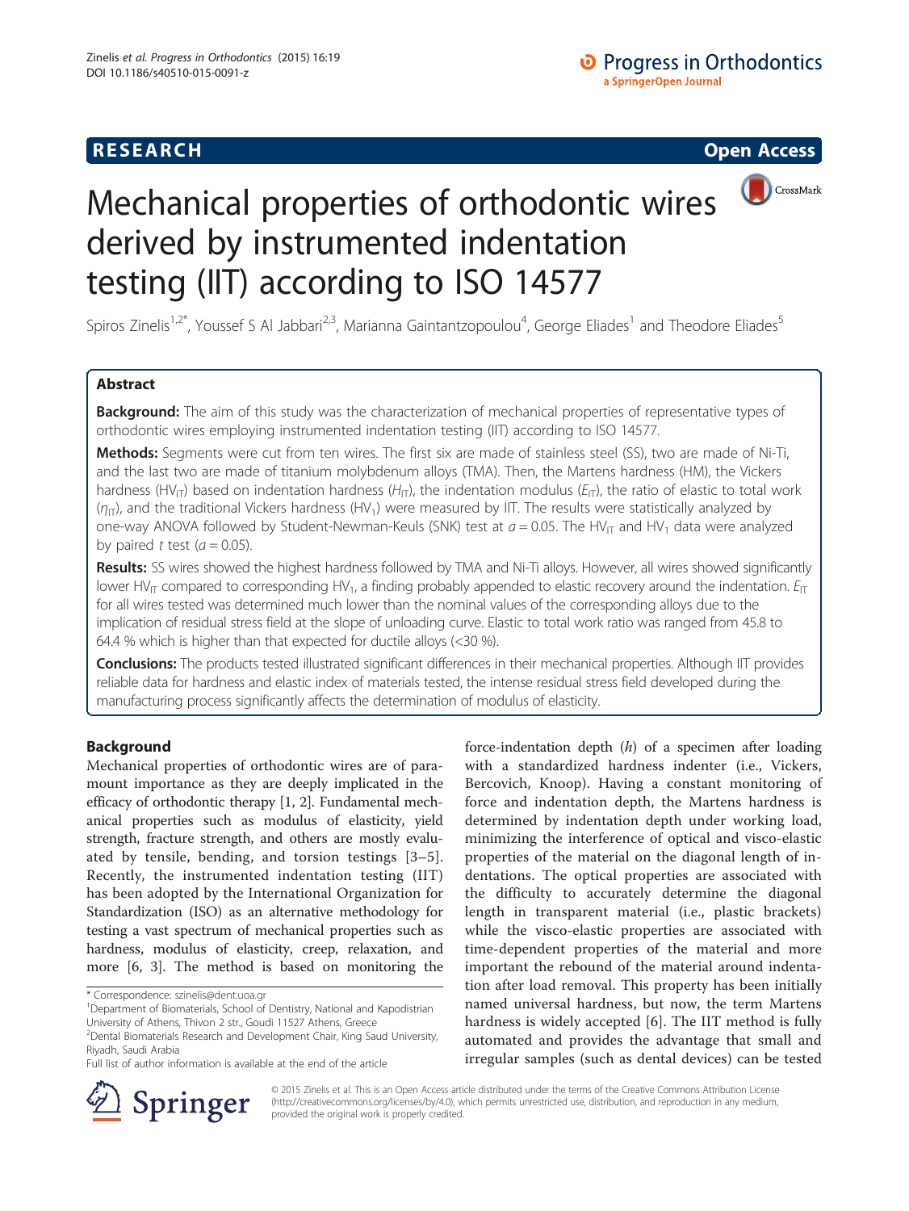# Mechanical properties of orthodontic wires derived by instrumented indentation testing (IIT) according to ISO 14577

**RESEARCH** **Open Access**

Spiros Zinelis[1,2*], Youssef S Al Jabbari[2,3], Marianna Gaintantzopoulou[4], George Eliades[1] and Theodore Eliades[5]

## Abstract

**Background:** The aim of this study was the characterization of mechanical properties of representative types of orthodontic wires employing instrumented indentation testing (IIT) according to ISO 14577.

**Methods:** Segments were cut from ten wires. The first six are made of stainless steel (SS), two are made of Ni-Ti, and the last two are made of titanium molybdenum alloys (TMA). Then, the Martens hardness (HM), the Vickers hardness ($HV_{IT}$) based on indentation hardness ($H_{IT}$), the indentation modulus ($E_{IT}$), the ratio of elastic to total work ($\eta_{IT}$), and the traditional Vickers hardness ($HV_1$) were measured by IIT. The results were statistically analyzed by one-way ANOVA followed by Student-Newman-Keuls (SNK) test at $a = 0.05$. The $HV_{IT}$ and $HV_1$ data were analyzed by paired *t* test ($a = 0.05$).

**Results:** SS wires showed the highest hardness followed by TMA and Ni-Ti alloys. However, all wires showed significantly lower $HV_{IT}$ compared to corresponding $HV_1$, a finding probably appended to elastic recovery around the indentation. $E_{IT}$ for all wires tested was determined much lower than the nominal values of the corresponding alloys due to the implication of residual stress field at the slope of unloading curve. Elastic to total work ratio was ranged from 45.8 to 64.4 % which is higher than that expected for ductile alloys (<30 %).

**Conclusions:** The products tested illustrated significant differences in their mechanical properties. Although IIT provides reliable data for hardness and elastic index of materials tested, the intense residual stress field developed during the manufacturing process significantly affects the determination of modulus of elasticity.

## Background

Mechanical properties of orthodontic wires are of paramount importance as they are deeply implicated in the efficacy of orthodontic therapy [1, 2]. Fundamental mechanical properties such as modulus of elasticity, yield strength, fracture strength, and others are mostly evaluated by tensile, bending, and torsion testings [3–5]. Recently, the instrumented indentation testing (IIT) has been adopted by the International Organization for Standardization (ISO) as an alternative methodology for testing a vast spectrum of mechanical properties such as hardness, modulus of elasticity, creep, relaxation, and more [6, 3]. The method is based on monitoring the force-indentation depth (*h*) of a specimen after loading with a standardized hardness indenter (i.e., Vickers, Bercovich, Knoop). Having a constant monitoring of force and indentation depth, the Martens hardness is determined by indentation depth under working load, minimizing the interference of optical and visco-elastic properties of the material on the diagonal length of indentations. The optical properties are associated with the difficulty to accurately determine the diagonal length in transparent material (i.e., plastic brackets) while the visco-elastic properties are associated with time-dependent properties of the material and more important the rebound of the material around indentation after load removal. This property has been initially named universal hardness, but now, the term Martens hardness is widely accepted [6]. The IIT method is fully automated and provides the advantage that small and irregular samples (such as dental devices) can be tested

\* Correspondence: szinelis@dent.uoa.gr
[1]Department of Biomaterials, School of Dentistry, National and Kapodistrian University of Athens, Thivon 2 str., Goudi 11527 Athens, Greece
[2]Dental Biomaterials Research and Development Chair, King Saud University, Riyadh, Saudi Arabia
Full list of author information is available at the end of the article

© 2015 Zinelis et al. This is an Open Access article distributed under the terms of the Creative Commons Attribution License (http://creativecommons.org/licenses/by/4.0), which permits unrestricted use, distribution, and reproduction in any medium, provided the original work is properly credited.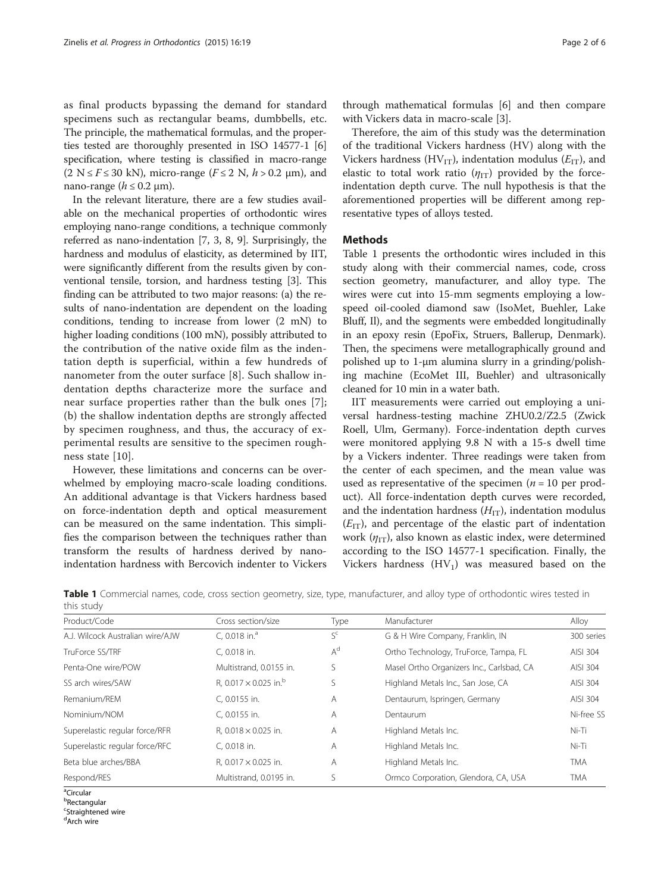as final products bypassing the demand for standard specimens such as rectangular beams, dumbbells, etc. The principle, the mathematical formulas, and the properties tested are thoroughly presented in ISO 14577-1 [6] specification, where testing is classified in macro-range ($2\ \mathrm{N} \leq F \leq 30\ \mathrm{kN}$), micro-range ($F \leq 2\ \mathrm{N}$, $h > 0.2\ \mu\mathrm{m}$), and nano-range ($h \leq 0.2\ \mu\mathrm{m}$).

In the relevant literature, there are a few studies available on the mechanical properties of orthodontic wires employing nano-range conditions, a technique commonly referred as nano-indentation [7, 3, 8, 9]. Surprisingly, the hardness and modulus of elasticity, as determined by IIT, were significantly different from the results given by conventional tensile, torsion, and hardness testing [3]. This finding can be attributed to two major reasons: (a) the results of nano-indentation are dependent on the loading conditions, tending to increase from lower (2 mN) to higher loading conditions (100 mN), possibly attributed to the contribution of the native oxide film as the indentation depth is superficial, within a few hundreds of nanometer from the outer surface [8]. Such shallow indentation depths characterize more the surface and near surface properties rather than the bulk ones [7]; (b) the shallow indentation depths are strongly affected by specimen roughness, and thus, the accuracy of experimental results are sensitive to the specimen roughness state [10].

However, these limitations and concerns can be overwhelmed by employing macro-scale loading conditions. An additional advantage is that Vickers hardness based on force-indentation depth and optical measurement can be measured on the same indentation. This simplifies the comparison between the techniques rather than transform the results of hardness derived by nano-indentation hardness with Bercovich indenter to Vickers through mathematical formulas [6] and then compare with Vickers data in macro-scale [3].

Therefore, the aim of this study was the determination of the traditional Vickers hardness (HV) along with the Vickers hardness ($HV_{IT}$), indentation modulus ($E_{IT}$), and elastic to total work ratio ($\eta_{IT}$) provided by the force-indentation depth curve. The null hypothesis is that the aforementioned properties will be different among representative types of alloys tested.

## Methods

Table 1 presents the orthodontic wires included in this study along with their commercial names, code, cross section geometry, manufacturer, and alloy type. The wires were cut into 15-mm segments employing a low-speed oil-cooled diamond saw (IsoMet, Buehler, Lake Bluff, Il), and the segments were embedded longitudinally in an epoxy resin (EpoFix, Struers, Ballerup, Denmark). Then, the specimens were metallographically ground and polished up to 1-μm alumina slurry in a grinding/polishing machine (EcoMet III, Buehler) and ultrasonically cleaned for 10 min in a water bath.

IIT measurements were carried out employing a universal hardness-testing machine ZHU0.2/Z2.5 (Zwick Roell, Ulm, Germany). Force-indentation depth curves were monitored applying 9.8 N with a 15-s dwell time by a Vickers indenter. Three readings were taken from the center of each specimen, and the mean value was used as representative of the specimen ($n = 10$ per product). All force-indentation depth curves were recorded, and the indentation hardness ($H_{IT}$), indentation modulus ($E_{IT}$), and percentage of the elastic part of indentation work ($\eta_{IT}$), also known as elastic index, were determined according to the ISO 14577-1 specification. Finally, the Vickers hardness ($HV_1$) was measured based on the

**Table 1** Commercial names, code, cross section geometry, size, type, manufacturer, and alloy type of orthodontic wires tested in this study

| Product/Code | Cross section/size | Type | Manufacturer | Alloy |
|---|---|---|---|---|
| A.J. Wilcock Australian wire/AJW | C, 0.018 in.[a] | S[c] | G & H Wire Company, Franklin, IN | 300 series |
| TruForce SS/TRF | C, 0.018 in. | A[d] | Ortho Technology, TruForce, Tampa, FL | AISI 304 |
| Penta-One wire/POW | Multistrand, 0.0155 in. | S | Masel Ortho Organizers Inc., Carlsbad, CA | AISI 304 |
| SS arch wires/SAW | R, 0.017 × 0.025 in.[b] | S | Highland Metals Inc., San Jose, CA | AISI 304 |
| Remanium/REM | C, 0.0155 in. | A | Dentaurum, Ispringen, Germany | AISI 304 |
| Nominium/NOM | C, 0.0155 in. | A | Dentaurum | Ni-free SS |
| Superelastic regular force/RFR | R, 0.018 × 0.025 in. | A | Highland Metals Inc. | Ni-Ti |
| Superelastic regular force/RFC | C, 0.018 in. | A | Highland Metals Inc. | Ni-Ti |
| Beta blue arches/BBA | R, 0.017 × 0.025 in. | A | Highland Metals Inc. | TMA |
| Respond/RES | Multistrand, 0.0195 in. | S | Ormco Corporation, Glendora, CA, USA | TMA |

[a]Circular
[b]Rectangular
[c]Straightened wire
[d]Arch wire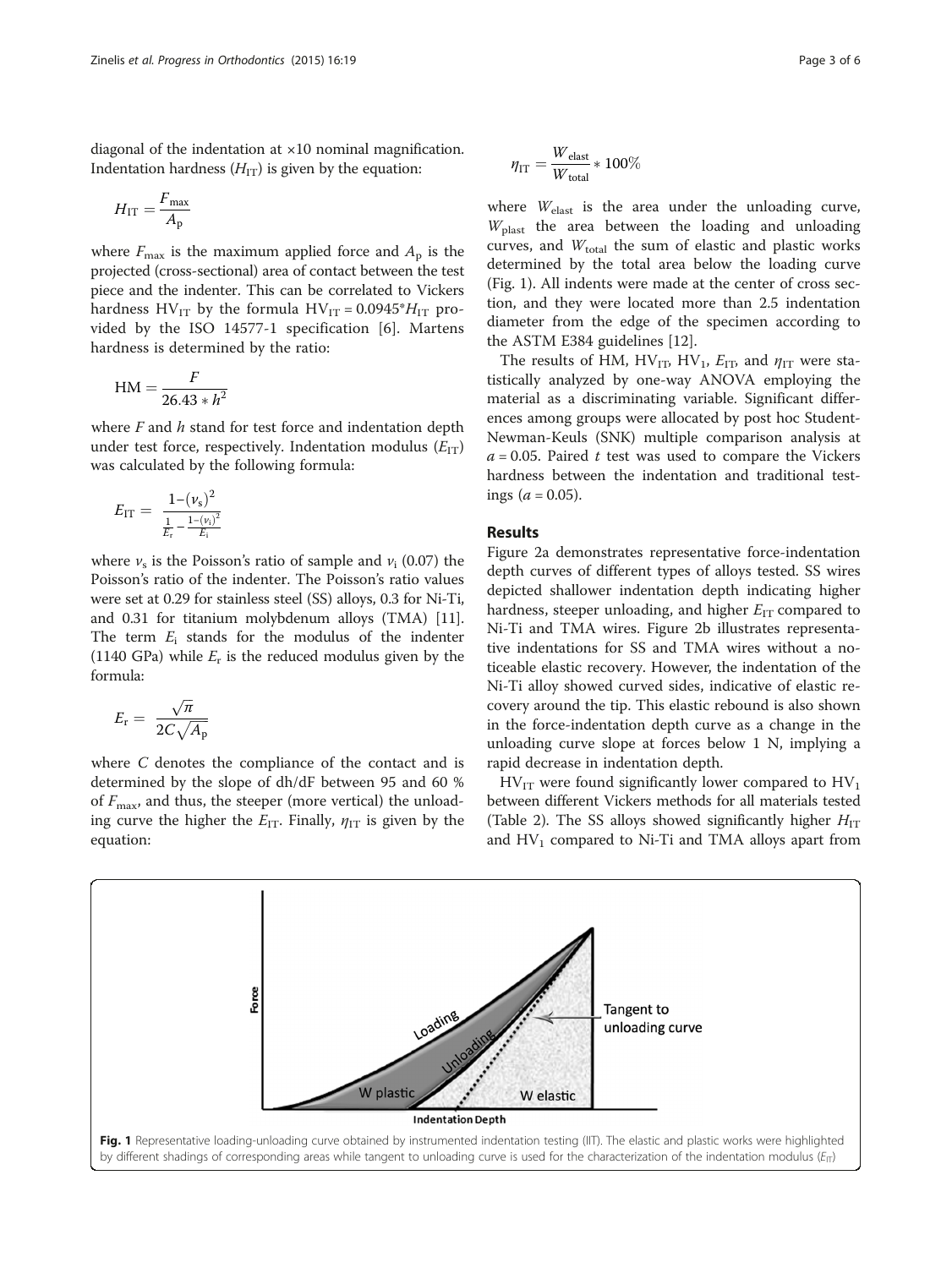diagonal of the indentation at ×10 nominal magnification. Indentation hardness ($H_{IT}$) is given by the equation:

$$H_{IT} = \frac{F_{max}}{A_p}$$

where $F_{max}$ is the maximum applied force and $A_p$ is the projected (cross-sectional) area of contact between the test piece and the indenter. This can be correlated to Vickers hardness $HV_{IT}$ by the formula $HV_{IT} = 0.0945*H_{IT}$ provided by the ISO 14577-1 specification [6]. Martens hardness is determined by the ratio:

$$HM = \frac{F}{26.43 * h^2}$$

where $F$ and $h$ stand for test force and indentation depth under test force, respectively. Indentation modulus ($E_{IT}$) was calculated by the following formula:

$$E_{IT} = \frac{1-(\nu_s)^2}{\frac{1}{E_r} - \frac{1-(\nu_i)^2}{E_i}}$$

where $\nu_s$ is the Poisson's ratio of sample and $\nu_i$ (0.07) the Poisson's ratio of the indenter. The Poisson's ratio values were set at 0.29 for stainless steel (SS) alloys, 0.3 for Ni-Ti, and 0.31 for titanium molybdenum alloys (TMA) [11]. The term $E_i$ stands for the modulus of the indenter (1140 GPa) while $E_r$ is the reduced modulus given by the formula:

$$E_r = \frac{\sqrt{\pi}}{2C\sqrt{A_p}}$$

where $C$ denotes the compliance of the contact and is determined by the slope of dh/dF between 95 and 60 % of $F_{max}$, and thus, the steeper (more vertical) the unloading curve the higher the $E_{IT}$. Finally, $\eta_{IT}$ is given by the equation:

$$\eta_{IT} = \frac{W_{elast}}{W_{total}} * 100\%$$

where $W_{elast}$ is the area under the unloading curve, $W_{plast}$ the area between the loading and unloading curves, and $W_{total}$ the sum of elastic and plastic works determined by the total area below the loading curve (Fig. 1). All indents were made at the center of cross section, and they were located more than 2.5 indentation diameter from the edge of the specimen according to the ASTM E384 guidelines [12].

The results of HM, $HV_{IT}$, $HV_1$, $E_{IT}$, and $\eta_{IT}$ were statistically analyzed by one-way ANOVA employing the material as a discriminating variable. Significant differences among groups were allocated by post hoc Student-Newman-Keuls (SNK) multiple comparison analysis at $a = 0.05$. Paired $t$ test was used to compare the Vickers hardness between the indentation and traditional testings ($a = 0.05$).

## Results

Figure 2a demonstrates representative force-indentation depth curves of different types of alloys tested. SS wires depicted shallower indentation depth indicating higher hardness, steeper unloading, and higher $E_{IT}$ compared to Ni-Ti and TMA wires. Figure 2b illustrates representative indentations for SS and TMA wires without a noticeable elastic recovery. However, the indentation of the Ni-Ti alloy showed curved sides, indicative of elastic recovery around the tip. This elastic rebound is also shown in the force-indentation depth curve as a change in the unloading curve slope at forces below 1 N, implying a rapid decrease in indentation depth.

$HV_{IT}$ were found significantly lower compared to $HV_1$ between different Vickers methods for all materials tested (Table 2). The SS alloys showed significantly higher $H_{IT}$ and $HV_1$ compared to Ni-Ti and TMA alloys apart from

**Fig. 1** Representative loading-unloading curve obtained by instrumented indentation testing (IIT). The elastic and plastic works were highlighted by different shadings of corresponding areas while tangent to unloading curve is used for the characterization of the indentation modulus ($E_{IT}$)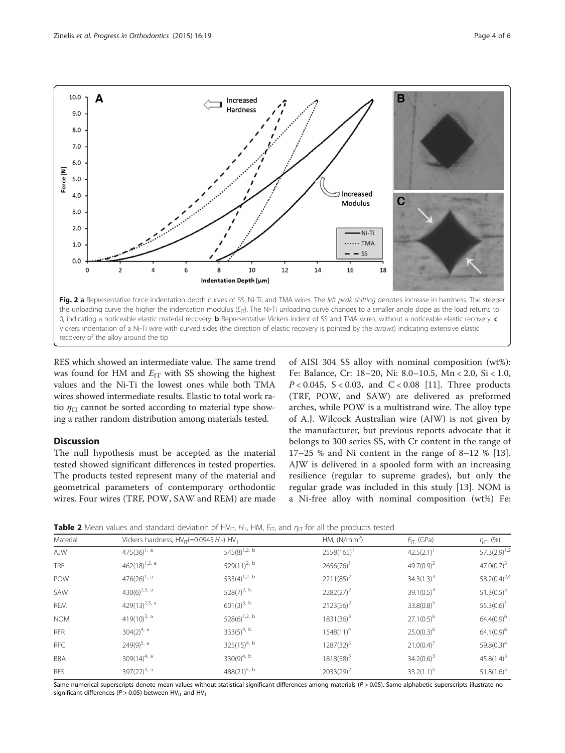Fig. 2 **a** Representative force-indentation depth curves of SS, Ni-Ti, and TMA wires. The *left peak shifting* denotes increase in hardness. The steeper the unloading curve the higher the indentation modulus ($E_{IT}$). The Ni-Ti unloading curve changes to a smaller angle slope as the load returns to 0, indicating a noticeable elastic material recovery. **b** Representative Vickers indent of SS and TMA wires, without a noticeable elastic recovery. **c** Vickers indentation of a Ni-Ti wire with curved sides (the direction of elastic recovery is pointed by the *arrows*) indicating extensive elastic recovery of the alloy around the tip

RES which showed an intermediate value. The same trend was found for HM and $E_{IT}$ with SS showing the highest values and the Ni-Ti the lowest ones while both TMA wires showed intermediate results. Elastic to total work ratio $\eta_{IT}$ cannot be sorted according to material type showing a rather random distribution among materials tested.

## Discussion

The null hypothesis must be accepted as the material tested showed significant differences in tested properties. The products tested represent many of the material and geometrical parameters of contemporary orthodontic wires. Four wires (TRF, POW, SAW and REM) are made of AISI 304 SS alloy with nominal composition (wt%): Fe: Balance, Cr: 18–20, Ni: 8.0–10.5, Mn < 2.0, Si < 1.0, $P < 0.045$, $S < 0.03$, and $C < 0.08$ [11]. Three products (TRF, POW, and SAW) are delivered as preformed arches, while POW is a multistrand wire. The alloy type of A.J. Wilcock Australian wire (AJW) is not given by the manufacturer, but previous reports advocate that it belongs to 300 series SS, with Cr content in the range of 17–25 % and Ni content in the range of 8–12 % [13]. AJW is delivered in a spooled form with an increasing resilience (regular to supreme grades), but only the regular grade was included in this study [13]. NOM is a Ni-free alloy with nominal composition (wt%) Fe:

**Table 2** Mean values and standard deviation of $HV_{IT}$, $H_1$, HM, $E_{IT}$, and $\eta_{IT}$ for all the products tested

| Material | Vickers hardness, $HV_{IT}$(=0.0945 $H_{IT}$) | $HV_1$ | HM, (N/mm$^2$) | $E_{IT}$ (GPa) | $\eta_{IT}$ (%) |
|---|---|---|---|---|---|
| AJW | 475(36)[1, a] | 545(8)[1,2, b] | 2558(165)[1] | 42.5(2.1)[1] | 57.3(2.9)[1,2] |
| TRF | 462(18)[1,2, a] | 529(11)[2, b] | 2656(76)[1] | 49.7(0.9)[2] | 47.0(0.7)[3] |
| POW | 476(26)[1, a] | 535(4)[1,2, b] | 2211(85)[2] | 34.3(1.3)[3] | 58.2(0.4)[2,4] |
| SAW | 430(6)[2,3, a] | 528(7)[2, b] | 2282(27)[2] | 39.1(0.5)[4] | 51.3(0.5)[5] |
| REM | 429(13)[2,3, a] | 601(3)[3, b] | 2123(56)[2] | 33.8(0.8)[5] | 55.3(0.6)[1] |
| NOM | 419(10)[3, a] | 528(6)[1,2, b] | 1831(36)[3] | 27.1(0.5)[6] | 64.4(0.9)[6] |
| RFR | 304(2)[4, a] | 333(5)[4, b] | 1548(11)[4] | 25.0(0.3)[6] | 64.1(0.9)[6] |
| RFC | 249(9)[5, a] | 325(15)[4, b] | 1287(32)[5] | 21.0(0.4)[7] | 59.8(0.3)[4] |
| BBA | 309(14)[4, a] | 330(9)[4, b] | 1818(58)[3] | 34.2(0.6)[3] | 45.8(1.4)[3] |
| RES | 397(22)[3, a] | 488(21)[5, b] | 2033(29)[2] | 33.2(1.1)[5] | 51.8(1.6)[5] |

Same numerical superscripts denote mean values without statistical significant differences among materials ($P > 0.05$). Same alphabetic superscripts illustrate no significant differences ($P > 0.05$) between $HV_{IT}$ and $HV_1$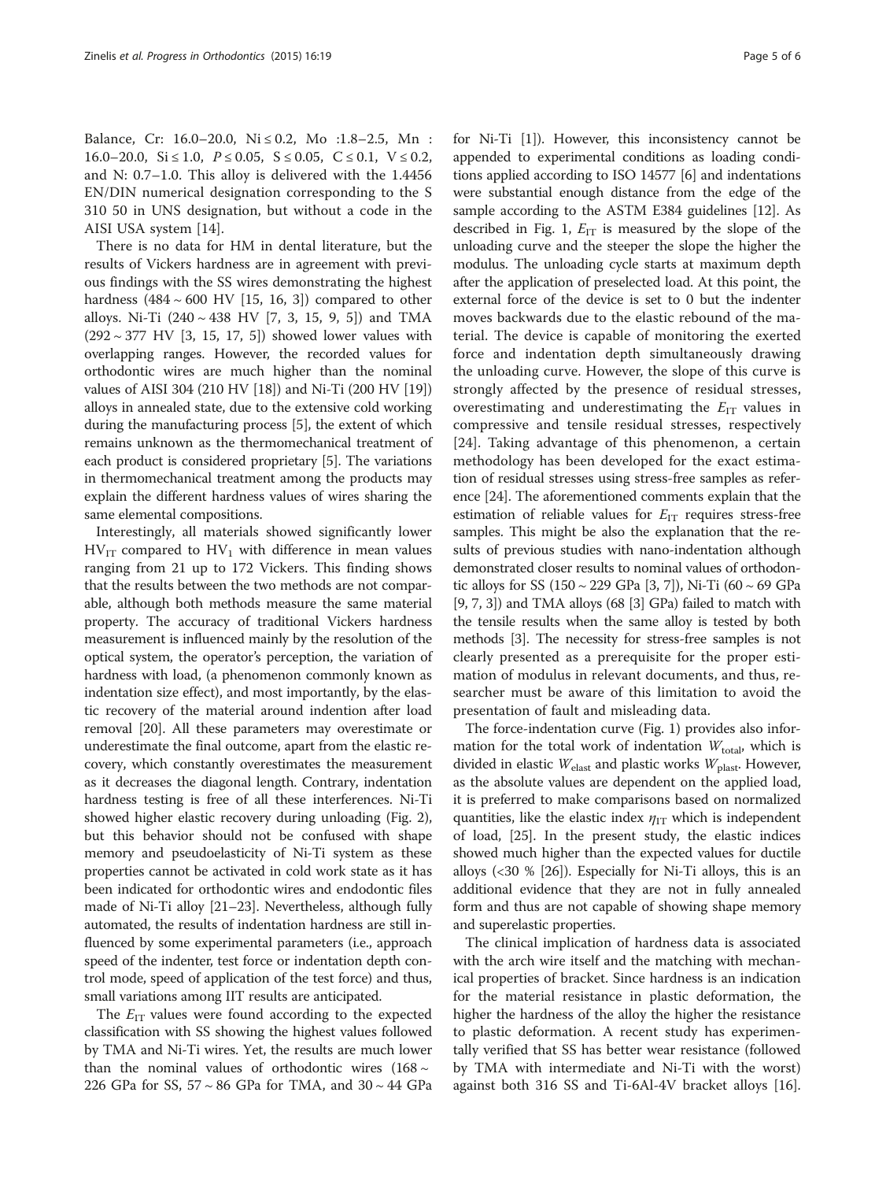Balance, Cr: 16.0–20.0, Ni ≤ 0.2, Mo :1.8–2.5, Mn : 16.0–20.0, Si ≤ 1.0, $P \leq 0.05$, S ≤ 0.05, C ≤ 0.1, V ≤ 0.2, and N: 0.7–1.0. This alloy is delivered with the 1.4456 EN/DIN numerical designation corresponding to the S 310 50 in UNS designation, but without a code in the AISI USA system [14].

There is no data for HM in dental literature, but the results of Vickers hardness are in agreement with previous findings with the SS wires demonstrating the highest hardness (484 ~ 600 HV [15, 16, 3]) compared to other alloys. Ni-Ti (240 ~ 438 HV [7, 3, 15, 9, 5]) and TMA (292 ~ 377 HV [3, 15, 17, 5]) showed lower values with overlapping ranges. However, the recorded values for orthodontic wires are much higher than the nominal values of AISI 304 (210 HV [18]) and Ni-Ti (200 HV [19]) alloys in annealed state, due to the extensive cold working during the manufacturing process [5], the extent of which remains unknown as the thermomechanical treatment of each product is considered proprietary [5]. The variations in thermomechanical treatment among the products may explain the different hardness values of wires sharing the same elemental compositions.

Interestingly, all materials showed significantly lower $HV_{IT}$ compared to $HV_1$ with difference in mean values ranging from 21 up to 172 Vickers. This finding shows that the results between the two methods are not comparable, although both methods measure the same material property. The accuracy of traditional Vickers hardness measurement is influenced mainly by the resolution of the optical system, the operator's perception, the variation of hardness with load, (a phenomenon commonly known as indentation size effect), and most importantly, by the elastic recovery of the material around indention after load removal [20]. All these parameters may overestimate or underestimate the final outcome, apart from the elastic recovery, which constantly overestimates the measurement as it decreases the diagonal length. Contrary, indentation hardness testing is free of all these interferences. Ni-Ti showed higher elastic recovery during unloading (Fig. 2), but this behavior should not be confused with shape memory and pseudoelasticity of Ni-Ti system as these properties cannot be activated in cold work state as it has been indicated for orthodontic wires and endodontic files made of Ni-Ti alloy [21–23]. Nevertheless, although fully automated, the results of indentation hardness are still influenced by some experimental parameters (i.e., approach speed of the indenter, test force or indentation depth control mode, speed of application of the test force) and thus, small variations among IIT results are anticipated.

The $E_{IT}$ values were found according to the expected classification with SS showing the highest values followed by TMA and Ni-Ti wires. Yet, the results are much lower than the nominal values of orthodontic wires (168 ~ 226 GPa for SS, 57 ~ 86 GPa for TMA, and 30 ~ 44 GPa for Ni-Ti [1]). However, this inconsistency cannot be appended to experimental conditions as loading conditions applied according to ISO 14577 [6] and indentations were substantial enough distance from the edge of the sample according to the ASTM E384 guidelines [12]. As described in Fig. 1, $E_{IT}$ is measured by the slope of the unloading curve and the steeper the slope the higher the modulus. The unloading cycle starts at maximum depth after the application of preselected load. At this point, the external force of the device is set to 0 but the indenter moves backwards due to the elastic rebound of the material. The device is capable of monitoring the exerted force and indentation depth simultaneously drawing the unloading curve. However, the slope of this curve is strongly affected by the presence of residual stresses, overestimating and underestimating the $E_{IT}$ values in compressive and tensile residual stresses, respectively [24]. Taking advantage of this phenomenon, a certain methodology has been developed for the exact estimation of residual stresses using stress-free samples as reference [24]. The aforementioned comments explain that the estimation of reliable values for $E_{IT}$ requires stress-free samples. This might be also the explanation that the results of previous studies with nano-indentation although demonstrated closer results to nominal values of orthodontic alloys for SS (150 ~ 229 GPa [3, 7]), Ni-Ti (60 ~ 69 GPa [9, 7, 3]) and TMA alloys (68 [3] GPa) failed to match with the tensile results when the same alloy is tested by both methods [3]. The necessity for stress-free samples is not clearly presented as a prerequisite for the proper estimation of modulus in relevant documents, and thus, researcher must be aware of this limitation to avoid the presentation of fault and misleading data.

The force-indentation curve (Fig. 1) provides also information for the total work of indentation $W_{total}$, which is divided in elastic $W_{elast}$ and plastic works $W_{plast}$. However, as the absolute values are dependent on the applied load, it is preferred to make comparisons based on normalized quantities, like the elastic index $\eta_{IT}$ which is independent of load, [25]. In the present study, the elastic indices showed much higher than the expected values for ductile alloys (<30 % [26]). Especially for Ni-Ti alloys, this is an additional evidence that they are not in fully annealed form and thus are not capable of showing shape memory and superelastic properties.

The clinical implication of hardness data is associated with the arch wire itself and the matching with mechanical properties of bracket. Since hardness is an indication for the material resistance in plastic deformation, the higher the hardness of the alloy the higher the resistance to plastic deformation. A recent study has experimentally verified that SS has better wear resistance (followed by TMA with intermediate and Ni-Ti with the worst) against both 316 SS and Ti-6Al-4V bracket alloys [16].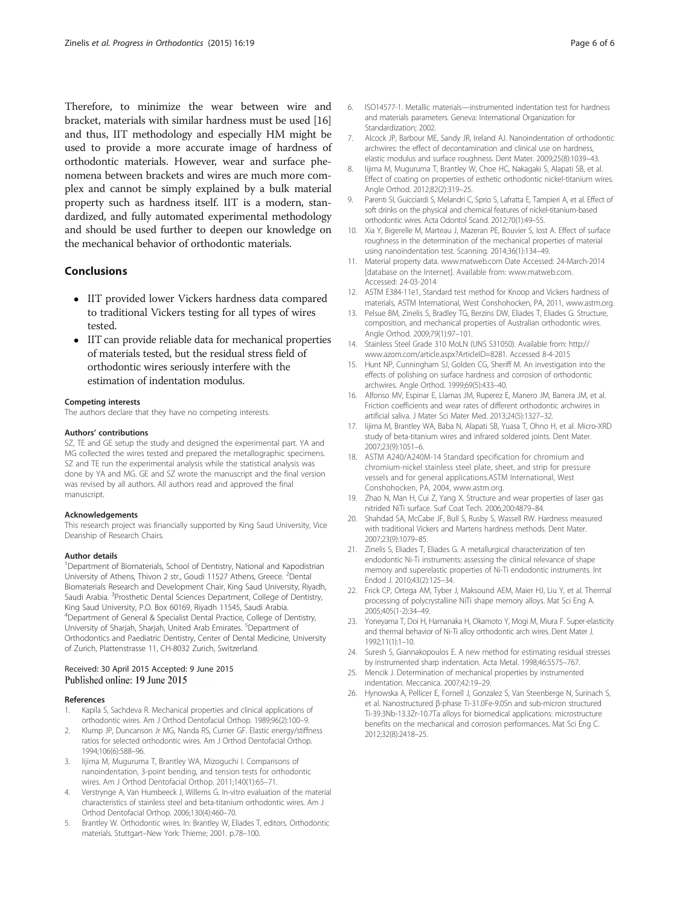Therefore, to minimize the wear between wire and bracket, materials with similar hardness must be used [16] and thus, IIT methodology and especially HM might be used to provide a more accurate image of hardness of orthodontic materials. However, wear and surface phenomena between brackets and wires are much more complex and cannot be simply explained by a bulk material property such as hardness itself. IIT is a modern, standardized, and fully automated experimental methodology and should be used further to deepen our knowledge on the mechanical behavior of orthodontic materials.

## Conclusions

- IIT provided lower Vickers hardness data compared to traditional Vickers testing for all types of wires tested.
- IIT can provide reliable data for mechanical properties of materials tested, but the residual stress field of orthodontic wires seriously interfere with the estimation of indentation modulus.

#### Competing interests

The authors declare that they have no competing interests.

#### Authors' contributions

SZ, TE and GE setup the study and designed the experimental part. YA and MG collected the wires tested and prepared the metallographic specimens. SZ and TE run the experimental analysis while the statistical analysis was done by YA and MG. GE and SZ wrote the manuscript and the final version was revised by all authors. All authors read and approved the final manuscript.

#### Acknowledgements

This research project was financially supported by King Saud University, Vice Deanship of Research Chairs.

#### Author details

[1]Department of Biomaterials, School of Dentistry, National and Kapodistrian University of Athens, Thivon 2 str., Goudi 11527 Athens, Greece. [2]Dental Biomaterials Research and Development Chair, King Saud University, Riyadh, Saudi Arabia. [3]Prosthetic Dental Sciences Department, College of Dentistry, King Saud University, P.O. Box 60169, Riyadh 11545, Saudi Arabia. [4]Department of General & Specialist Dental Practice, College of Dentistry, University of Sharjah, Sharjah, United Arab Emirates. [5]Department of Orthodontics and Paediatric Dentistry, Center of Dental Medicine, University of Zurich, Plattenstrasse 11, CH-8032 Zurich, Switzerland.

Received: 30 April 2015 Accepted: 9 June 2015
Published online: 19 June 2015

#### References

1. Kapila S, Sachdeva R. Mechanical properties and clinical applications of orthodontic wires. Am J Orthod Dentofacial Orthop. 1989;96(2):100–9.
2. Klump JP, Duncanson Jr MG, Nanda RS, Currier GF. Elastic energy/stiffness ratios for selected orthodontic wires. Am J Orthod Dentofacial Orthop. 1994;106(6):588–96.
3. Iijima M, Muguruma T, Brantley WA, Mizoguchi I. Comparisons of nanoindentation, 3-point bending, and tension tests for orthodontic wires. Am J Orthod Dentofacial Orthop. 2011;140(1):65–71.
4. Verstrynge A, Van Humbeeck J, Willems G. In-vitro evaluation of the material characteristics of stainless steel and beta-titanium orthodontic wires. Am J Orthod Dentofacial Orthop. 2006;130(4):460–70.
5. Brantley W. Orthodontic wires. In: Brantley W, Eliades T, editors. Orthodontic materials. Stuttgart–New York: Thieme; 2001. p.78–100.
6. ISO14577-1. Metallic materials—instrumented indentation test for hardness and materials parameters. Geneva: International Organization for Standardization; 2002.
7. Alcock JP, Barbour ME, Sandy JR, Ireland AJ. Nanoindentation of orthodontic archwires: the effect of decontamination and clinical use on hardness, elastic modulus and surface roughness. Dent Mater. 2009;25(8):1039–43.
8. Iijima M, Muguruma T, Brantley W, Choe HC, Nakagaki S, Alapati SB, et al. Effect of coating on properties of esthetic orthodontic nickel-titanium wires. Angle Orthod. 2012;82(2):319–25.
9. Parenti SI, Guicciardi S, Melandri C, Sprio S, Lafratta E, Tampieri A, et al. Effect of soft drinks on the physical and chemical features of nickel-titanium-based orthodontic wires. Acta Odontol Scand. 2012;70(1):49–55.
10. Xia Y, Bigerelle M, Marteau J, Mazeran PE, Bouvier S, Iost A. Effect of surface roughness in the determination of the mechanical properties of material using nanoindentation test. Scanning. 2014;36(1):134–49.
11. Material property data. www.matweb.com Date Accessed: 24-March-2014 [database on the Internet]. Available from: www.matweb.com. Accessed: 24-03-2014
12. ASTM E384-11e1, Standard test method for Knoop and Vickers hardness of materials, ASTM International, West Conshohocken, PA, 2011, www.astm.org.
13. Pelsue BM, Zinelis S, Bradley TG, Berzins DW, Eliades T, Eliades G. Structure, composition, and mechanical properties of Australian orthodontic wires. Angle Orthod. 2009;79(1):97–101.
14. Stainless Steel Grade 310 MoLN (UNS S31050). Available from: http://www.azom.com/article.aspx?ArticleID=8281. Accessed 8-4-2015
15. Hunt NP, Cunningham SJ, Golden CG, Sheriff M. An investigation into the effects of polishing on surface hardness and corrosion of orthodontic archwires. Angle Orthod. 1999;69(5):433–40.
16. Alfonso MV, Espinar E, Llamas JM, Ruperez E, Manero JM, Barrera JM, et al. Friction coefficients and wear rates of different orthodontic archwires in artificial saliva. J Mater Sci Mater Med. 2013;24(5):1327–32.
17. Iijima M, Brantley WA, Baba N, Alapati SB, Yuasa T, Ohno H, et al. Micro-XRD study of beta-titanium wires and infrared soldered joints. Dent Mater. 2007;23(9):1051–6.
18. ASTM A240/A240M-14 Standard specification for chromium and chromium-nickel stainless steel plate, sheet, and strip for pressure vessels and for general applications.ASTM International, West Conshohocken, PA, 2004, www.astm.org.
19. Zhao N, Man H, Cui Z, Yang X. Structure and wear properties of laser gas nitrided NiTi surface. Surf Coat Tech. 2006;200:4879–84.
20. Shahdad SA, McCabe JF, Bull S, Rusby S, Wassell RW. Hardness measured with traditional Vickers and Martens hardness methods. Dent Mater. 2007;23(9):1079–85.
21. Zinelis S, Eliades T, Eliades G. A metallurgical characterization of ten endodontic Ni-Ti instruments: assessing the clinical relevance of shape memory and superelastic properties of Ni-Ti endodontic instruments. Int Endod J. 2010;43(2):125–34.
22. Frick CP, Ortega AM, Tyber J, Maksound AEM, Maier HJ, Liu Y, et al. Thermal processing of polycrystalline NiTi shape memory alloys. Mat Sci Eng A. 2005;405(1-2):34–49.
23. Yoneyama T, Doi H, Hamanaka H, Okamoto Y, Mogi M, Miura F. Super-elasticity and thermal behavior of Ni-Ti alloy orthodontic arch wires. Dent Mater J. 1992;11(1):1–10.
24. Suresh S, Giannakopoulos E. A new method for estimating residual stresses by instrumented sharp indentation. Acta Metal. 1998;46:5575–767.
25. Mencik J. Determination of mechanical properties by instrumented indentation. Meccanica. 2007;42:19–29.
26. Hynowska A, Pellicer E, Fornell J, Gonzalez S, Van Steenberge N, Surinach S, et al. Nanostructured β-phase Ti-31.0Fe-9.0Sn and sub-micron structured Ti-39.3Nb-13.3Zr-10.7Ta alloys for biomedical applications: microstructure benefits on the mechanical and corrosion performances. Mat Sci Eng C. 2012;32(8):2418–25.